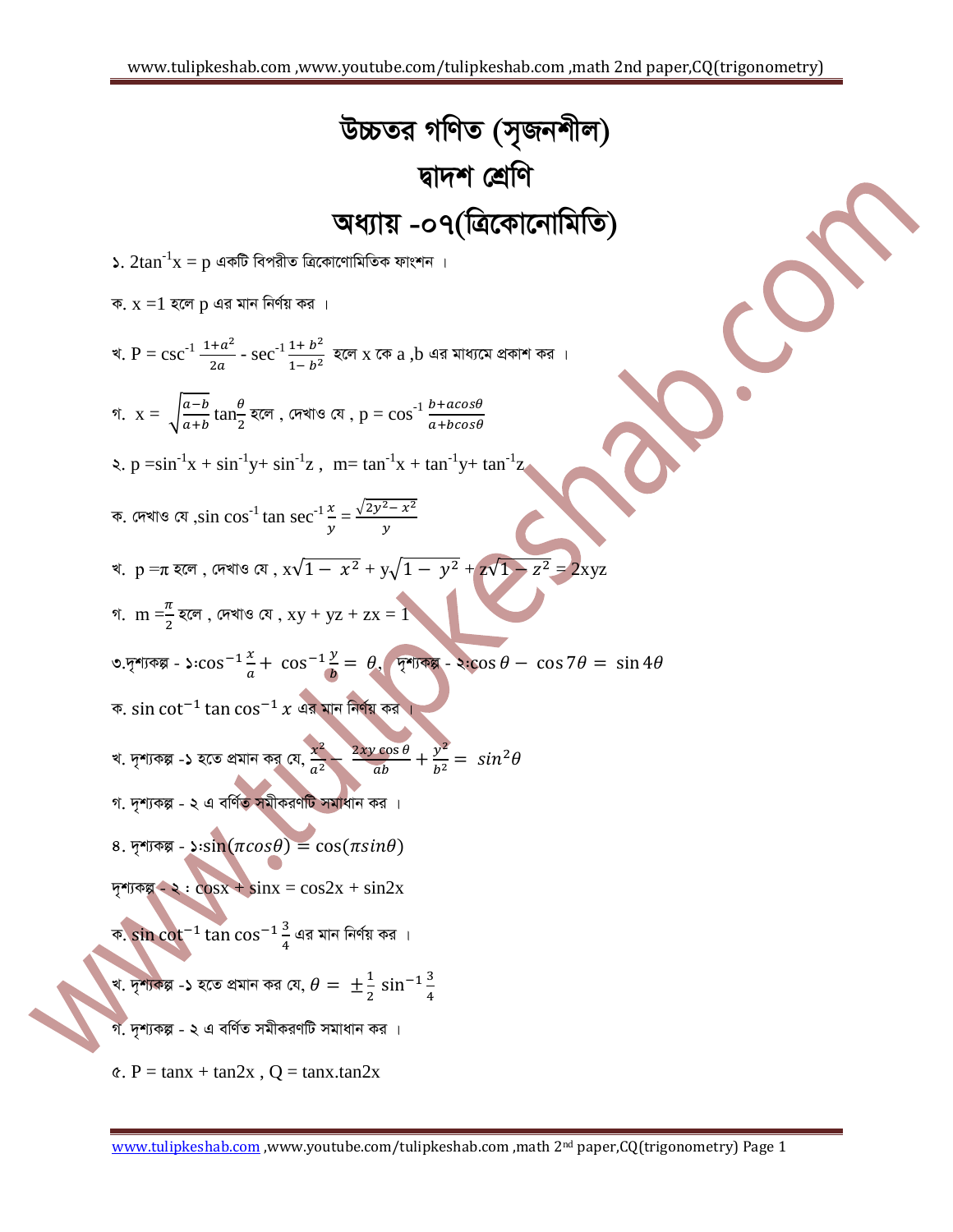# উচ্চতর গণিত (সৃজনশীল)

## দ্বাদশ শ্রেণি

## অধ্যায় -০৭(ত্রিকোনোমিতি)

১. $2\tan^{-1}x = p$ একটি বিপরীত ত্রিকোণোমিতিক ফাংশন ।

ক. $x = 1$ হলে p এর মান নির্ণয় কর ।

খ. $P = \csc^{-1}\frac{1+a^2}{2a} - \sec^{-1}\frac{1+b^2}{1-b^2}$ হলে x কে a ,b এর মাধ্যমে প্রকাশ কর ।

গ. $x = \sqrt{\frac{a-b}{a+b}}\tan\frac{\theta}{2}$ হলে , দেখাও যে , $p = \cos^{-1}\frac{b+a\cos\theta}{a+b\cos\theta}$

২. $p = \sin^{-1}x + \sin^{-1}y + \sin^{-1}z$ , $m = \tan^{-1}x + \tan^{-1}y + \tan^{-1}z$

ক. দেখাও যে ,$\sin\cos^{-1}\tan\sec^{-1}\frac{x}{y} = \frac{\sqrt{2y^2-x^2}}{y}$

খ. $p = \pi$ হলে , দেখাও যে , $x\sqrt{1-x^2} + y\sqrt{1-y^2} + z\sqrt{1-z^2} = 2xyz$

গ. $m = \frac{\pi}{2}$ হলে , দেখাও যে , $xy + yz + zx = 1$

৩.দৃশ্যকল্প - ১:$\cos^{-1}\frac{x}{a} + \cos^{-1}\frac{y}{b} = \theta$, দৃশ্যকল্প - ২:$\cos\theta - \cos 7\theta = \sin 4\theta$

ক. $\sin\cot^{-1}\tan\cos^{-1}x$ এর মান নির্ণয় কর ।

খ. দৃশ্যকল্প -১ হতে প্রমান কর যে, $\frac{x^2}{a^2} - \frac{2xy\cos\theta}{ab} + \frac{y^2}{b^2} = \sin^2\theta$

গ. দৃশ্যকল্প - ২ এ বর্ণিত সমীকরণটি সমাধান কর ।

৪. দৃশ্যকল্প - ১:$\sin(\pi\cos\theta) = \cos(\pi\sin\theta)$

দৃশ্যকল্প - ২ : $\cos x + \sin x = \cos 2x + \sin 2x$

ক. $\sin\cot^{-1}\tan\cos^{-1}\frac{3}{4}$ এর মান নির্ণয় কর ।

খ. দৃশ্যকল্প -১ হতে প্রমান কর যে, $\theta = \pm\frac{1}{2}\sin^{-1}\frac{3}{4}$

গ. দৃশ্যকল্প - ২ এ বর্ণিত সমীকরণটি সমাধান কর ।

৫. $P = \tan x + \tan 2x$ , $Q = \tan x.\tan 2x$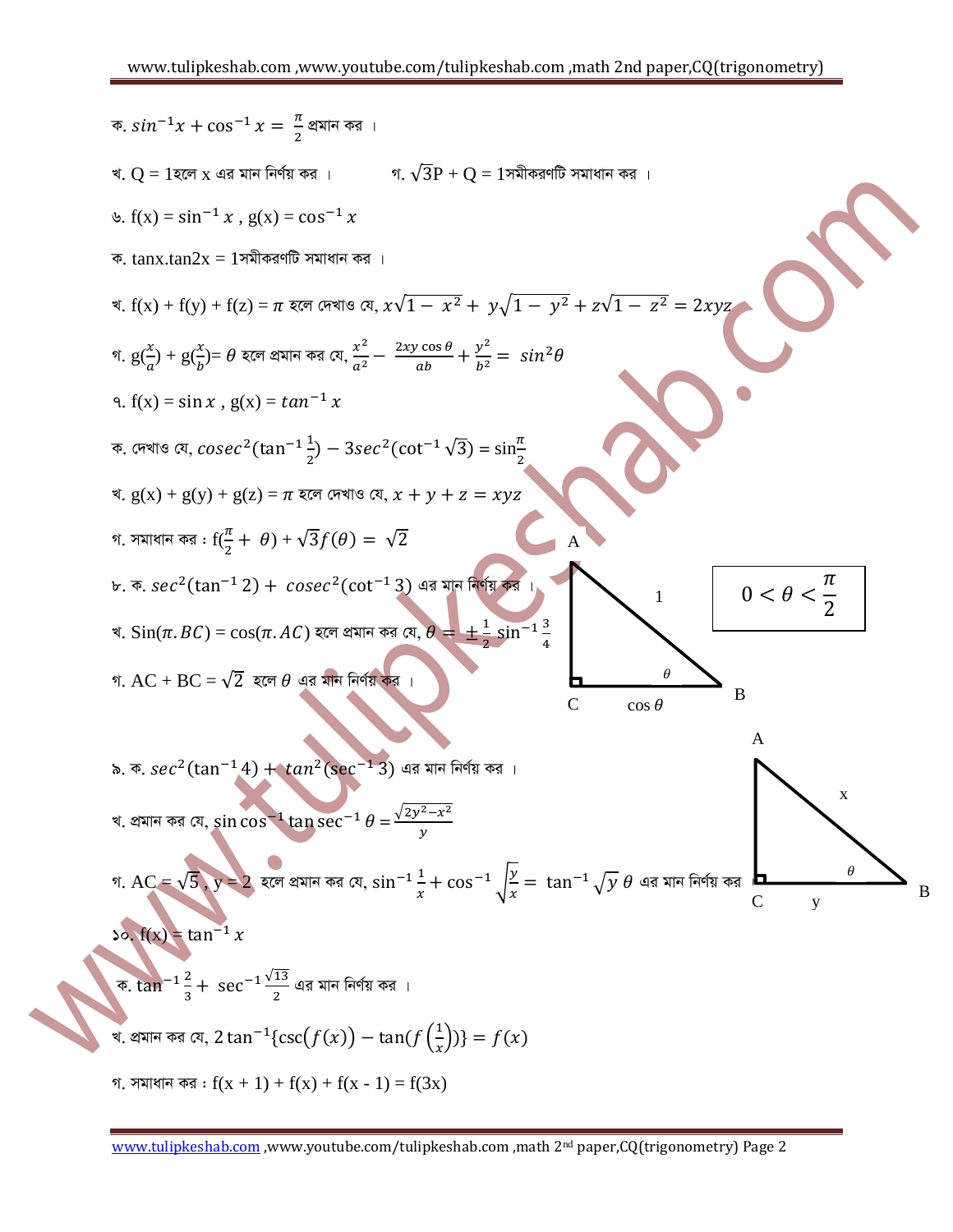ক. $sin^{-1}x + \cos^{-1} x = \frac{\pi}{2}$ প্রমান কর ।

খ. Q = 1হলে x এর মান নির্ণয় কর ।

গ. $\sqrt{3}$P + Q = 1সমীকরণটি সমাধান কর ।

৬. $f(x) = \sin^{-1} x$ , $g(x) = \cos^{-1} x$

ক. tanx.tan2x = 1সমীকরণটি সমাধান কর ।

খ. $f(x) + f(y) + f(z) = \pi$ হলে দেখাও যে, $x\sqrt{1 - x^2} + y\sqrt{1 - y^2} + z\sqrt{1 - z^2} = 2xyz$

গ. $g(\frac{x}{a}) + g(\frac{x}{b}) = \theta$ হলে প্রমান কর যে, $\frac{x^2}{a^2} - \frac{2xy \cos\theta}{ab} + \frac{y^2}{b^2} = sin^2\theta$

৭. $f(x) = \sin x$ , $g(x) = tan^{-1} x$

ক. দেখাও যে, $cosec^2(\tan^{-1}\frac{1}{2}) - 3sec^2(\cot^{-1}\sqrt{3}) = \sin\frac{\pi}{2}$

খ. $g(x) + g(y) + g(z) = \pi$ হলে দেখাও যে, $x + y + z = xyz$

গ. সমাধান কর : $f(\frac{\pi}{2} + \theta) + \sqrt{3}f(\theta) = \sqrt{2}$

৮. ক. $sec^2(\tan^{-1} 2) + cosec^2(\cot^{-1} 3)$ এর মান নির্ণয় কর ।

খ. $\text{Sin}(\pi.BC) = \cos(\pi.AC)$ হলে প্রমান কর যে, $\theta = \pm\frac{1}{2}\sin^{-1}\frac{3}{4}$

গ. $AC + BC = \sqrt{2}$ হলে $\theta$ এর মান নির্ণয় কর ।

A
1
$\theta$
C
$\cos\theta$
B

$0 < \theta < \frac{\pi}{2}$

৯. ক. $sec^2(\tan^{-1} 4) + tan^2(\sec^{-1} 3)$ এর মান নির্ণয় কর ।

খ. প্রমান কর যে, $\sin \cos^{-1} \tan \sec^{-1}\theta = \frac{\sqrt{2y^2 - x^2}}{y}$

গ. $AC = \sqrt{5}$ , $y = 2$ হলে প্রমান কর যে, $\sin^{-1}\frac{1}{x} + \cos^{-1}\sqrt{\frac{y}{x}} = \tan^{-1}\sqrt{y}$ $\theta$ এর মান নির্ণয় কর

A
x
$\theta$
C
y
B

১০. $f(x) = \tan^{-1} x$

ক. $\tan^{-1}\frac{2}{3} + \sec^{-1}\frac{\sqrt{13}}{2}$ এর মান নির্ণয় কর ।

খ. প্রমান কর যে, $2\tan^{-1}\{\csc(f(x)) - \tan(f(\frac{1}{x}))\} = f(x)$

গ. সমাধান কর : $f(x + 1) + f(x) + f(x - 1) = f(3x)$